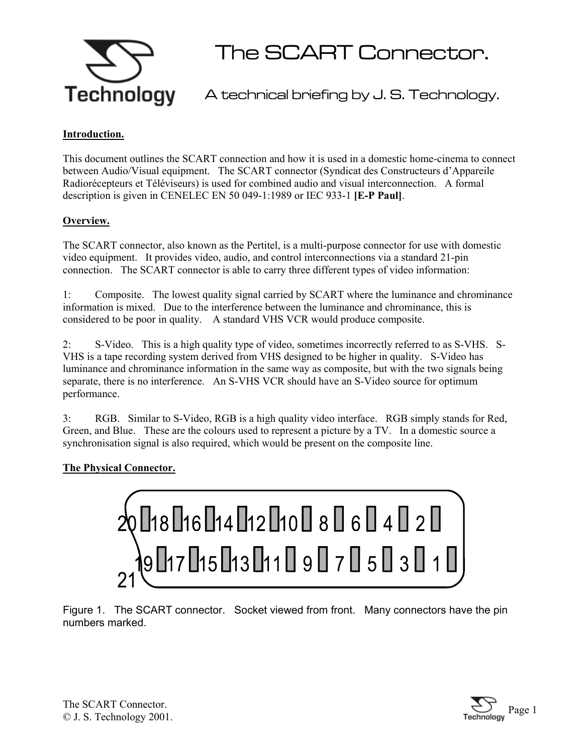# The SCART Connector.

## A technical briefing by J. S. Technology.

**Introduction.**

This document outlines the SCART connection and how it is used in a domestic home-cinema to connect between Audio/Visual equipment. The SCART connector (Syndicat des Constructeurs d'Appareile Radiorécepteurs et Téléviseurs) is used for combined audio and visual interconnection. A formal description is given in CENELEC EN 50 049-1:1989 or IEC 933-1 **[E-P Paul]**.

**Overview.**

The SCART connector, also known as the Pertitel, is a multi-purpose connector for use with domestic video equipment. It provides video, audio, and control interconnections via a standard 21-pin connection. The SCART connector is able to carry three different types of video information:

1: Composite. The lowest quality signal carried by SCART where the luminance and chrominance information is mixed. Due to the interference between the luminance and chrominance, this is considered to be poor in quality. A standard VHS VCR would produce composite.

2: S-Video. This is a high quality type of video, sometimes incorrectly referred to as S-VHS. S-VHS is a tape recording system derived from VHS designed to be higher in quality. S-Video has luminance and chrominance information in the same way as composite, but with the two signals being separate, there is no interference. An S-VHS VCR should have an S-Video source for optimum performance.

3: RGB. Similar to S-Video, RGB is a high quality video interface. RGB simply stands for Red, Green, and Blue. These are the colours used to represent a picture by a TV. In a domestic source a synchronisation signal is also required, which would be present on the composite line.

**The Physical Connector.**

20 18 16 14 12 10 8 6 4 2

21 19 17 15 13 11 9 7 5 3 1

Figure 1. The SCART connector. Socket viewed from front. Many connectors have the pin numbers marked.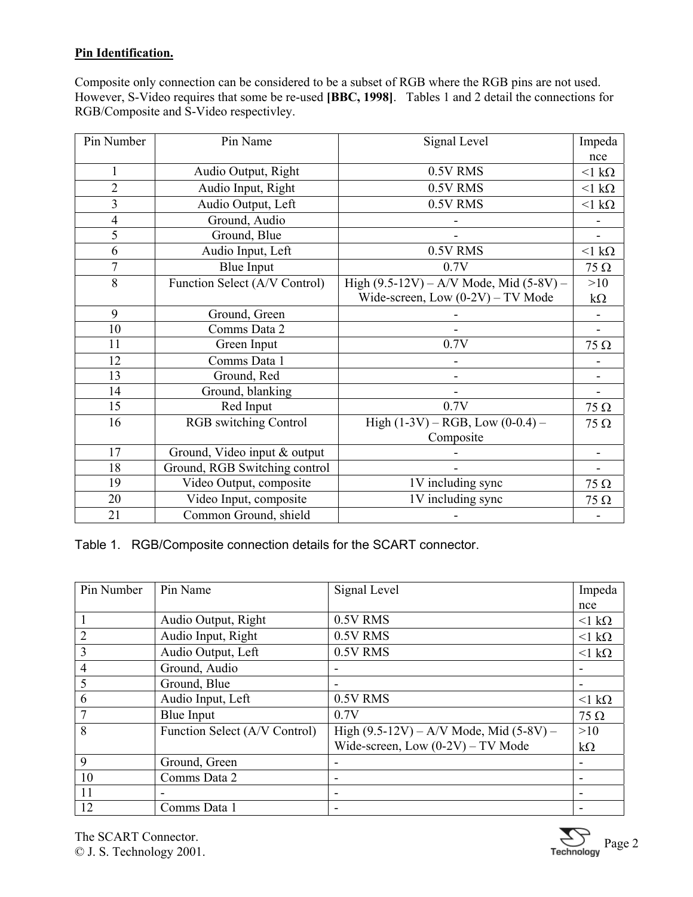**Pin Identification.**

Composite only connection can be considered to be a subset of RGB where the RGB pins are not used. However, S-Video requires that some be re-used **[BBC, 1998]**. Tables 1 and 2 detail the connections for RGB/Composite and S-Video respectivley.

| Pin Number | Pin Name | Signal Level | Impedance |
|---|---|---|---|
| 1 | Audio Output, Right | 0.5V RMS | <1 kΩ |
| 2 | Audio Input, Right | 0.5V RMS | <1 kΩ |
| 3 | Audio Output, Left | 0.5V RMS | <1 kΩ |
| 4 | Ground, Audio | - | - |
| 5 | Ground, Blue | - | - |
| 6 | Audio Input, Left | 0.5V RMS | <1 kΩ |
| 7 | Blue Input | 0.7V | 75 Ω |
| 8 | Function Select (A/V Control) | High (9.5-12V) – A/V Mode, Mid (5-8V) – Wide-screen, Low (0-2V) – TV Mode | >10 kΩ |
| 9 | Ground, Green | - | - |
| 10 | Comms Data 2 | - | - |
| 11 | Green Input | 0.7V | 75 Ω |
| 12 | Comms Data 1 | - | - |
| 13 | Ground, Red | - | - |
| 14 | Ground, blanking | - | - |
| 15 | Red Input | 0.7V | 75 Ω |
| 16 | RGB switching Control | High (1-3V) – RGB, Low (0-0.4) – Composite | 75 Ω |
| 17 | Ground, Video input & output | - | - |
| 18 | Ground, RGB Switching control | - | - |
| 19 | Video Output, composite | 1V including sync | 75 Ω |
| 20 | Video Input, composite | 1V including sync | 75 Ω |
| 21 | Common Ground, shield | - | - |

Table 1. RGB/Composite connection details for the SCART connector.

| Pin Number | Pin Name | Signal Level | Impedance |
|---|---|---|---|
| 1 | Audio Output, Right | 0.5V RMS | <1 kΩ |
| 2 | Audio Input, Right | 0.5V RMS | <1 kΩ |
| 3 | Audio Output, Left | 0.5V RMS | <1 kΩ |
| 4 | Ground, Audio | - | - |
| 5 | Ground, Blue | - | - |
| 6 | Audio Input, Left | 0.5V RMS | <1 kΩ |
| 7 | Blue Input | 0.7V | 75 Ω |
| 8 | Function Select (A/V Control) | High (9.5-12V) – A/V Mode, Mid (5-8V) – Wide-screen, Low (0-2V) – TV Mode | >10 kΩ |
| 9 | Ground, Green | - | - |
| 10 | Comms Data 2 | - | - |
| 11 | - | - | - |
| 12 | Comms Data 1 | - | - |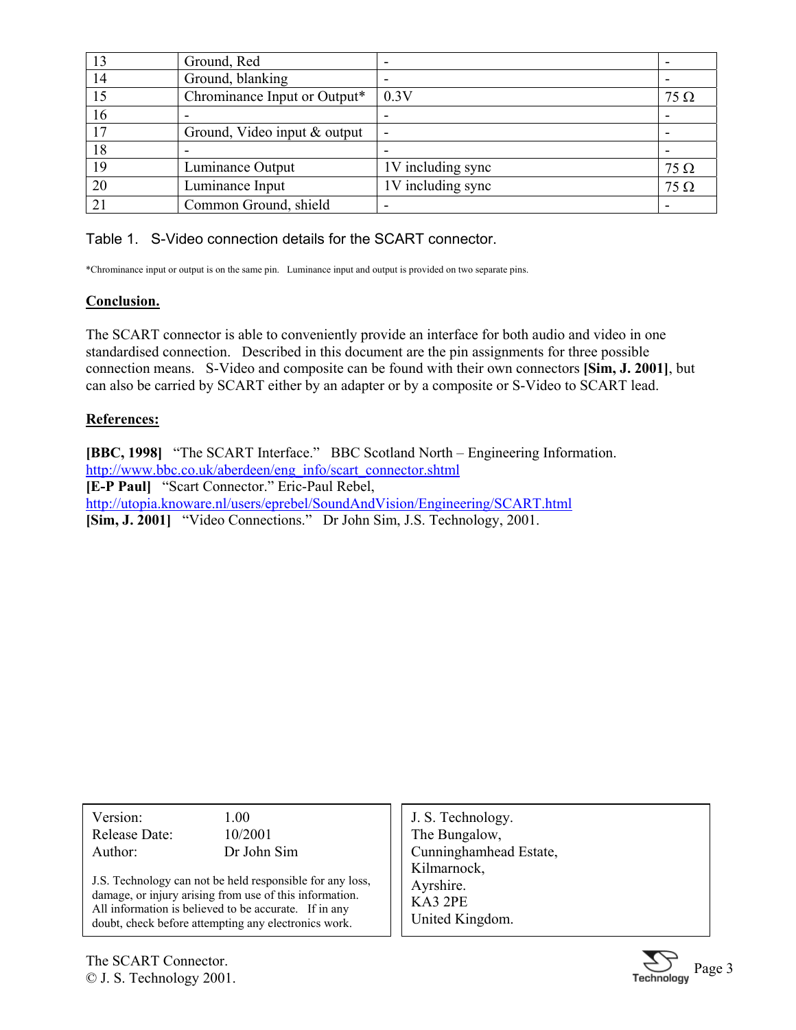| | | | |
|---|---|---|---|
| 13 | Ground, Red | - | - |
| 14 | Ground, blanking | - | - |
| 15 | Chrominance Input or Output* | 0.3V | 75 Ω |
| 16 | - | - | - |
| 17 | Ground, Video input & output | - | - |
| 18 | - | - | - |
| 19 | Luminance Output | 1V including sync | 75 Ω |
| 20 | Luminance Input | 1V including sync | 75 Ω |
| 21 | Common Ground, shield | - | - |

Table 1. S-Video connection details for the SCART connector.

*Chrominance input or output is on the same pin. Luminance input and output is provided on two separate pins.

## Conclusion.

The SCART connector is able to conveniently provide an interface for both audio and video in one standardised connection. Described in this document are the pin assignments for three possible connection means. S-Video and composite can be found with their own connectors **[Sim, J. 2001]**, but can also be carried by SCART either by an adapter or by a composite or S-Video to SCART lead.

## References:

**[BBC, 1998]** "The SCART Interface." BBC Scotland North – Engineering Information. http://www.bbc.co.uk/aberdeen/eng_info/scart_connector.shtml
**[E-P Paul]** "Scart Connector." Eric-Paul Rebel, http://utopia.knoware.nl/users/eprebel/SoundAndVision/Engineering/SCART.html
**[Sim, J. 2001]** "Video Connections." Dr John Sim, J.S. Technology, 2001.

Version: 1.00
Release Date: 10/2001
Author: Dr John Sim

J.S. Technology can not be held responsible for any loss, damage, or injury arising from use of this information. All information is believed to be accurate. If in any doubt, check before attempting any electronics work.

J. S. Technology.
The Bungalow,
Cunninghamhead Estate,
Kilmarnock,
Ayrshire.
KA3 2PE
United Kingdom.